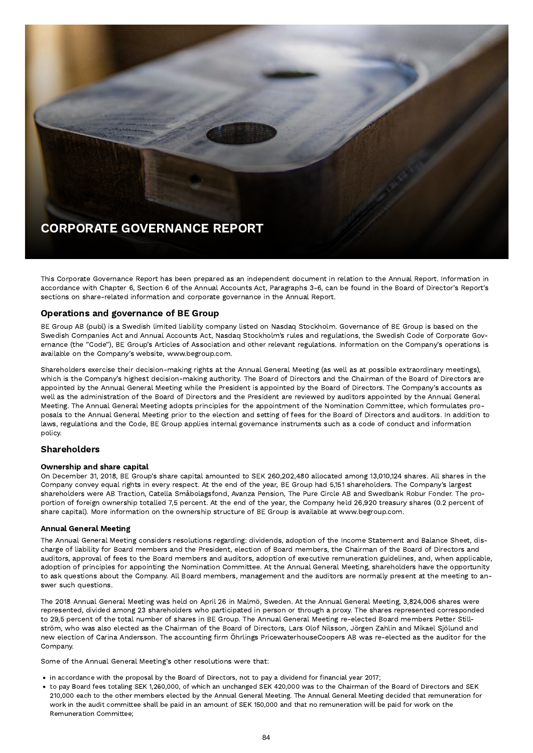# CORPORATE GOVERNANCE REPORT

This Corporate Governance Report has been prepared as an independent document in relation to the Annual Report. Information in accordance with Chapter 6, Section 6 of the Annual Accounts Act, Paragraphs 3-6, can be found in the Board of Director's Report's sections on share-related information and corporate governance in the Annual Report.

## Operations and governance of BE Group

BE Group AB (publ) is a Swedish limited liability company listed on Nasdaq Stockholm. Governance of BE Group is based on the Swedish Companies Act and Annual Accounts Act, Nasdaq Stockholm's rules and regulations, the Swedish Code of Corporate Governance (the "Code"), BE Group's Articles of Association and other relevant regulations. Information on the Company's operations is available on the Company's website, www.begroup.com.

Shareholders exercise their decision-making rights at the Annual General Meeting (as well as at possible extraordinary meetings), which is the Company's highest decision-making authority. The Board of Directors and the Chairman of the Board of Directors are appointed by the Annual General Meeting while the President is appointed by the Board of Directors. The Company's accounts as well as the administration of the Board of Directors and the President are reviewed by auditors appointed by the Annual General Meeting. The Annual General Meeting adopts principles for the appointment of the Nomination Committee, which formulates proposals to the Annual General Meeting prior to the election and setting of fees for the Board of Directors and auditors. In addition to laws, regulations and the Code, BE Group applies internal governance instruments such as a code of conduct and information policy.

## Shareholders

### Ownership and share capital

On December 31, 2018, BE Group's share capital amounted to SEK 260,202,480 allocated among 13,010,124 shares. All shares in the Company convey equal rights in every respect. At the end of the year, BE Group had 5,151 shareholders. The Company's largest shareholders were AB Traction, Catella Småbolagsfond, Avanza Pension, The Pure Circle AB and Swedbank Robur Fonder. The proportion of foreign ownership totalled 7,5 percent. At the end of the year, the Company held 26,920 treasury shares (0.2 percent of share capital). More information on the ownership structure of BE Group is available at www.begroup.com.

### Annual General Meeting

The Annual General Meeting considers resolutions regarding: dividends, adoption of the Income Statement and Balance Sheet, discharge of liability for Board members and the President, election of Board members, the Chairman of the Board of Directors and auditors, approval of fees to the Board members and auditors, adoption of executive remuneration guidelines, and, when applicable, adoption of principles for appointing the Nomination Committee. At the Annual General Meeting, shareholders have the opportunity to ask questions about the Company. All Board members, management and the auditors are normally present at the meeting to answer such questions.

The 2018 Annual General Meeting was held on April 26 in Malmö, Sweden. At the Annual General Meeting, 3,824,006 shares were represented, divided among 23 shareholders who participated in person or through a proxy. The shares represented corresponded to 29,5 percent of the total number of shares in BE Group. The Annual General Meeting re-elected Board members Petter Stillström, who was also elected as the Chairman of the Board of Directors, Lars Olof Nilsson, Jörgen Zahlin and Mikael Sjölund and new election of Carina Andersson. The accounting firm Öhrlings PricewaterhouseCoopers AB was re-elected as the auditor for the Company.

Some of the Annual General Meeting's other resolutions were that:

- in accordance with the proposal by the Board of Directors, not to pay a dividend for financial year 2017;
- to pay Board fees totaling SEK 1,260,000, of which an unchanged SEK 420,000 was to the Chairman of the Board of Directors and SEK 210,000 each to the other members elected by the Annual General Meeting. The Annual General Meeting decided that remuneration for work in the audit committee shall be paid in an amount of SEK 150,000 and that no remuneration will be paid for work on the Remuneration Committee;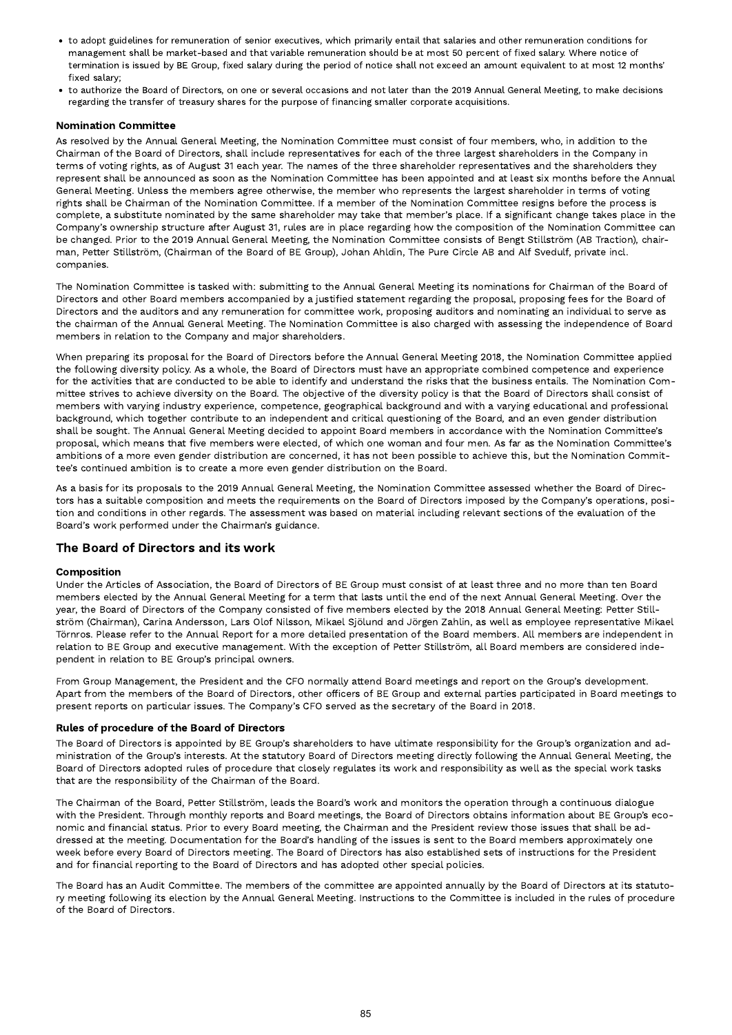- to adopt guidelines for remuneration of senior executives, which primarily entail that salaries and other remuneration conditions for management shall be market-based and that variable remuneration should be at most 50 percent of fixed salary. Where notice of termination is issued by BE Group, fixed salary during the period of notice shall not exceed an amount equivalent to at most 12 months' fixed salary;
- to authorize the Board of Directors, on one or several occasions and not later than the 2019 Annual General Meeting, to make decisions regarding the transfer of treasury shares for the purpose of financing smaller corporate acquisitions.

### Nomination Committee

As resolved by the Annual General Meeting, the Nomination Committee must consist of four members, who, in addition to the Chairman of the Board of Directors, shall include representatives for each of the three largest shareholders in the Company in terms of voting rights, as of August 31 each year. The names of the three shareholder representatives and the shareholders they represent shall be announced as soon as the Nomination Committee has been appointed and at least six months before the Annual General Meeting. Unless the members agree otherwise, the member who represents the largest shareholder in terms of voting rights shall be Chairman of the Nomination Committee. If a member of the Nomination Committee resigns before the process is complete, a substitute nominated by the same shareholder may take that member's place. If a significant change takes place in the Company's ownership structure after August 31, rules are in place regarding how the composition of the Nomination Committee can be changed. Prior to the 2019 Annual General Meeting, the Nomination Committee consists of Bengt Stillström (AB Traction), chairman, Petter Stillström, (Chairman of the Board of BE Group), Johan Ahldin, The Pure Circle AB and Alf Svedulf, private incl. companies.

The Nomination Committee is tasked with: submitting to the Annual General Meeting its nominations for Chairman of the Board of Directors and other Board members accompanied by a justified statement regarding the proposal, proposing fees for the Board of Directors and the auditors and any remuneration for committee work, proposing auditors and nominating an individual to serve as the chairman of the Annual General Meeting. The Nomination Committee is also charged with assessing the independence of Board members in relation to the Company and major shareholders.

When preparing its proposal for the Board of Directors before the Annual General Meeting 2018, the Nomination Committee applied the following diversity policy. As a whole, the Board of Directors must have an appropriate combined competence and experience for the activities that are conducted to be able to identify and understand the risks that the business entails. The Nomination Committee strives to achieve diversity on the Board. The objective of the diversity policy is that the Board of Directors shall consist of members with varying industry experience, competence, geographical background and with a varying educational and professional background, which together contribute to an independent and critical questioning of the Board, and an even gender distribution shall be sought. The Annual General Meeting decided to appoint Board members in accordance with the Nomination Committee's proposal, which means that five members were elected, of which one woman and four men. As far as the Nomination Committee's ambitions of a more even gender distribution are concerned, it has not been possible to achieve this, but the Nomination Committee's continued ambition is to create a more even gender distribution on the Board.

As a basis for its proposals to the 2019 Annual General Meeting, the Nomination Committee assessed whether the Board of Directors has a suitable composition and meets the requirements on the Board of Directors imposed by the Company's operations, position and conditions in other regards. The assessment was based on material including relevant sections of the evaluation of the Board's work performed under the Chairman's guidance.

## The Board of Directors and its work

### Composition

Under the Articles of Association, the Board of Directors of BE Group must consist of at least three and no more than ten Board members elected by the Annual General Meeting for a term that lasts until the end of the next Annual General Meeting. Over the year, the Board of Directors of the Company consisted of five members elected by the 2018 Annual General Meeting: Petter Stillström (Chairman), Carina Andersson, Lars Olof Nilsson, Mikael Sjölund and Jörgen Zahlin, as well as employee representative Mikael Törnros. Please refer to the Annual Report for a more detailed presentation of the Board members. All members are independent in relation to BE Group and executive management. With the exception of Petter Stillström, all Board members are considered independent in relation to BE Group's principal owners.

From Group Management, the President and the CFO normally attend Board meetings and report on the Group's development. Apart from the members of the Board of Directors, other officers of BE Group and external parties participated in Board meetings to present reports on particular issues. The Company's CFO served as the secretary of the Board in 2018.

### Rules of procedure of the Board of Directors

The Board of Directors is appointed by BE Group's shareholders to have ultimate responsibility for the Group's organization and administration of the Group's interests. At the statutory Board of Directors meeting directly following the Annual General Meeting, the Board of Directors adopted rules of procedure that closely regulates its work and responsibility as well as the special work tasks that are the responsibility of the Chairman of the Board.

The Chairman of the Board, Petter Stillström, leads the Board's work and monitors the operation through a continuous dialogue with the President. Through monthly reports and Board meetings, the Board of Directors obtains information about BE Group's economic and financial status. Prior to every Board meeting, the Chairman and the President review those issues that shall be addressed at the meeting. Documentation for the Board's handling of the issues is sent to the Board members approximately one week before every Board of Directors meeting. The Board of Directors has also established sets of instructions for the President and for financial reporting to the Board of Directors and has adopted other special policies.

The Board has an Audit Committee. The members of the committee are appointed annually by the Board of Directors at its statutory meeting following its election by the Annual General Meeting. Instructions to the Committee is included in the rules of procedure of the Board of Directors.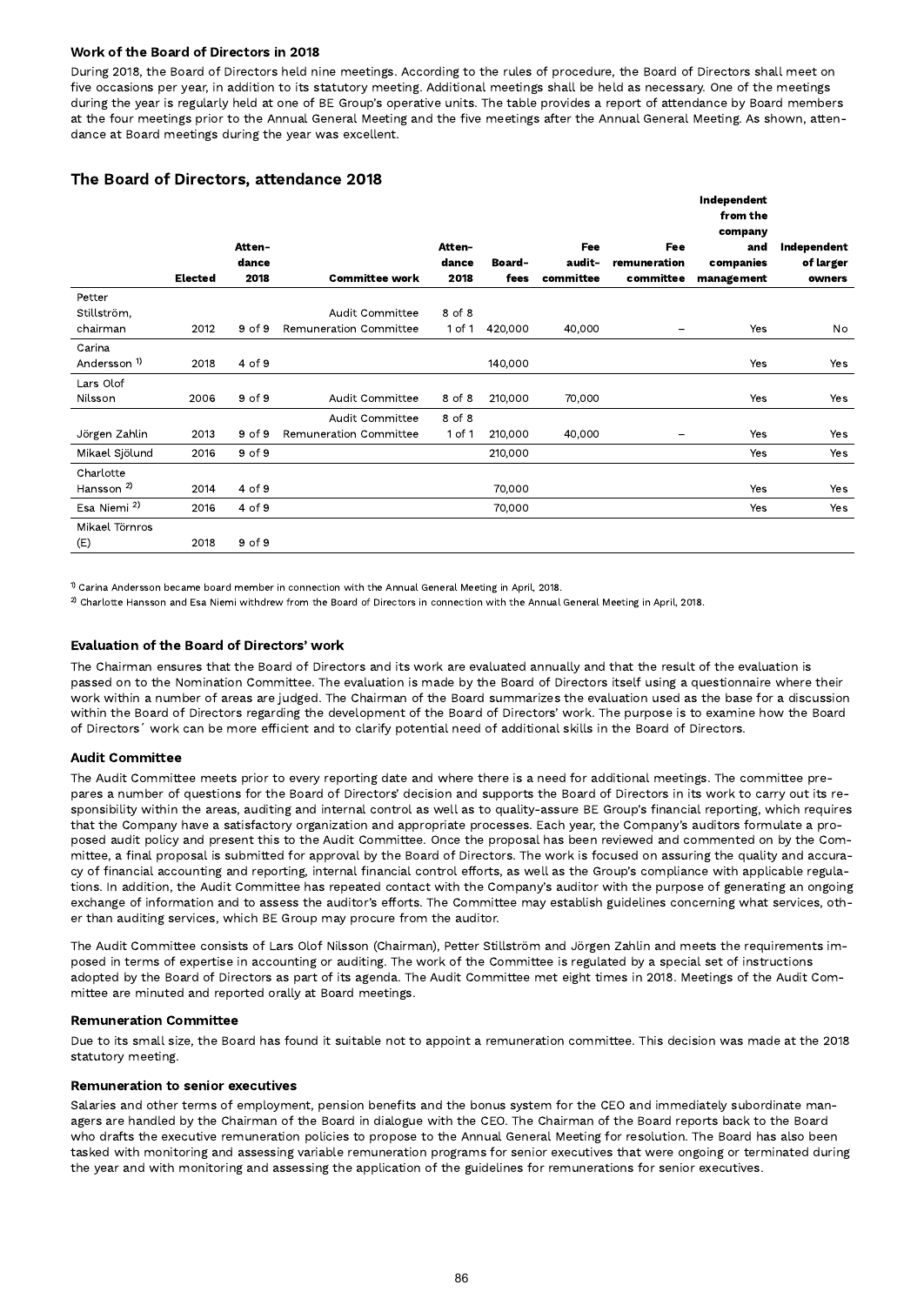### Work of the Board of Directors in 2018

During 2018, the Board of Directors held nine meetings. According to the rules of procedure, the Board of Directors shall meet on five occasions per year, in addition to its statutory meeting. Additional meetings shall be held as necessary. One of the meetings during the year is regularly held at one of BE Group's operative units. The table provides a report of attendance by Board members at the four meetings prior to the Annual General Meeting and the five meetings after the Annual General Meeting. As shown, attendance at Board meetings during the year was excellent.

## The Board of Directors, attendance 2018

| | Elected | Attendance 2018 | Committee work | Attendance 2018 | Board-fees | Fee audit-committee | Fee remuneration committee | Independent from the company and companies management | Independent of larger owners |
|---|---|---|---|---|---|---|---|---|---|
| Petter Stillström, chairman | 2012 | 9 of 9 | Audit Committee<br>Remuneration Committee | 8 of 8<br>1 of 1 | 420,000 | 40,000 | – | Yes | No |
| Carina Andersson [1] | 2018 | 4 of 9 | | | 140,000 | | | Yes | Yes |
| Lars Olof Nilsson | 2006 | 9 of 9 | Audit Committee | 8 of 8 | 210,000 | 70,000 | | Yes | Yes |
| Jörgen Zahlin | 2013 | 9 of 9 | Audit Committee<br>Remuneration Committee | 8 of 8<br>1 of 1 | 210,000 | 40,000 | – | Yes | Yes |
| Mikael Sjölund | 2016 | 9 of 9 | | | 210,000 | | | Yes | Yes |
| Charlotte Hansson [2] | 2014 | 4 of 9 | | | 70,000 | | | Yes | Yes |
| Esa Niemi [2] | 2016 | 4 of 9 | | | 70,000 | | | Yes | Yes |
| Mikael Törnros (E) | 2018 | 9 of 9 | | | | | | | |

[1] Carina Andersson became board member in connection with the Annual General Meeting in April, 2018.

[2] Charlotte Hansson and Esa Niemi withdrew from the Board of Directors in connection with the Annual General Meeting in April, 2018.

### Evaluation of the Board of Directors' work

The Chairman ensures that the Board of Directors and its work are evaluated annually and that the result of the evaluation is passed on to the Nomination Committee. The evaluation is made by the Board of Directors itself using a questionnaire where their work within a number of areas are judged. The Chairman of the Board summarizes the evaluation used as the base for a discussion within the Board of Directors regarding the development of the Board of Directors' work. The purpose is to examine how the Board of Directors´ work can be more efficient and to clarify potential need of additional skills in the Board of Directors.

### Audit Committee

The Audit Committee meets prior to every reporting date and where there is a need for additional meetings. The committee prepares a number of questions for the Board of Directors' decision and supports the Board of Directors in its work to carry out its responsibility within the areas, auditing and internal control as well as to quality-assure BE Group's financial reporting, which requires that the Company have a satisfactory organization and appropriate processes. Each year, the Company's auditors formulate a proposed audit policy and present this to the Audit Committee. Once the proposal has been reviewed and commented on by the Committee, a final proposal is submitted for approval by the Board of Directors. The work is focused on assuring the quality and accuracy of financial accounting and reporting, internal financial control efforts, as well as the Group's compliance with applicable regulations. In addition, the Audit Committee has repeated contact with the Company's auditor with the purpose of generating an ongoing exchange of information and to assess the auditor's efforts. The Committee may establish guidelines concerning what services, other than auditing services, which BE Group may procure from the auditor.

The Audit Committee consists of Lars Olof Nilsson (Chairman), Petter Stillström and Jörgen Zahlin and meets the requirements imposed in terms of expertise in accounting or auditing. The work of the Committee is regulated by a special set of instructions adopted by the Board of Directors as part of its agenda. The Audit Committee met eight times in 2018. Meetings of the Audit Committee are minuted and reported orally at Board meetings.

### Remuneration Committee

Due to its small size, the Board has found it suitable not to appoint a remuneration committee. This decision was made at the 2018 statutory meeting.

### Remuneration to senior executives

Salaries and other terms of employment, pension benefits and the bonus system for the CEO and immediately subordinate managers are handled by the Chairman of the Board in dialogue with the CEO. The Chairman of the Board reports back to the Board who drafts the executive remuneration policies to propose to the Annual General Meeting for resolution. The Board has also been tasked with monitoring and assessing variable remuneration programs for senior executives that were ongoing or terminated during the year and with monitoring and assessing the application of the guidelines for remunerations for senior executives.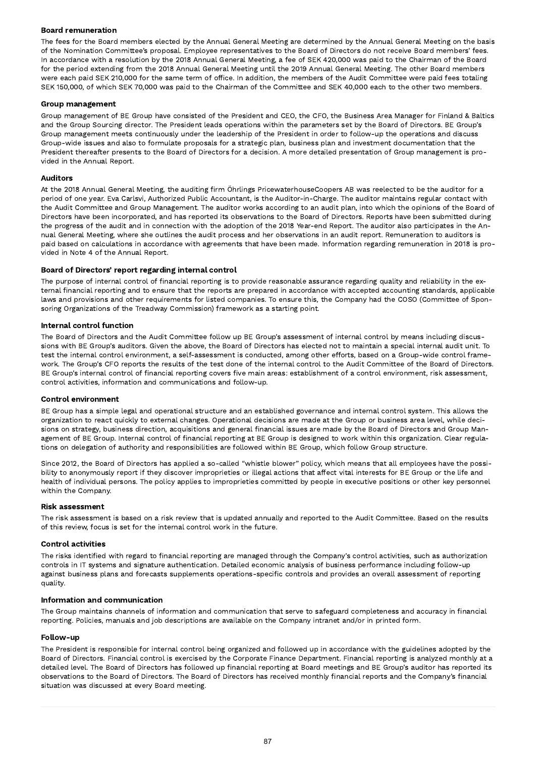### Board remuneration

The fees for the Board members elected by the Annual General Meeting are determined by the Annual General Meeting on the basis of the Nomination Committee's proposal. Employee representatives to the Board of Directors do not receive Board members' fees. In accordance with a resolution by the 2018 Annual General Meeting, a fee of SEK 420,000 was paid to the Chairman of the Board for the period extending from the 2018 Annual General Meeting until the 2019 Annual General Meeting. The other Board members were each paid SEK 210,000 for the same term of office. In addition, the members of the Audit Committee were paid fees totaling SEK 150,000, of which SEK 70,000 was paid to the Chairman of the Committee and SEK 40,000 each to the other two members.

### Group management

Group management of BE Group have consisted of the President and CEO, the CFO, the Business Area Manager for Finland & Baltics and the Group Sourcing director. The President leads operations within the parameters set by the Board of Directors. BE Group's Group management meets continuously under the leadership of the President in order to follow-up the operations and discuss Group-wide issues and also to formulate proposals for a strategic plan, business plan and investment documentation that the President thereafter presents to the Board of Directors for a decision. A more detailed presentation of Group management is provided in the Annual Report.

### Auditors

At the 2018 Annual General Meeting, the auditing firm Öhrlings PricewaterhouseCoopers AB was reelected to be the auditor for a period of one year. Eva Carlsvi, Authorized Public Accountant, is the Auditor-in-Charge. The auditor maintains regular contact with the Audit Committee and Group Management. The auditor works according to an audit plan, into which the opinions of the Board of Directors have been incorporated, and has reported its observations to the Board of Directors. Reports have been submitted during the progress of the audit and in connection with the adoption of the 2018 Year-end Report. The auditor also participates in the Annual General Meeting, where she outlines the audit process and her observations in an audit report. Remuneration to auditors is paid based on calculations in accordance with agreements that have been made. Information regarding remuneration in 2018 is provided in Note 4 of the Annual Report.

### Board of Directors' report regarding internal control

The purpose of internal control of financial reporting is to provide reasonable assurance regarding quality and reliability in the external financial reporting and to ensure that the reports are prepared in accordance with accepted accounting standards, applicable laws and provisions and other requirements for listed companies. To ensure this, the Company had the COSO (Committee of Sponsoring Organizations of the Treadway Commission) framework as a starting point.

### Internal control function

The Board of Directors and the Audit Committee follow up BE Group's assessment of internal control by means including discussions with BE Group's auditors. Given the above, the Board of Directors has elected not to maintain a special internal audit unit. To test the internal control environment, a self-assessment is conducted, among other efforts, based on a Group-wide control framework. The Group's CFO reports the results of the test done of the internal control to the Audit Committee of the Board of Directors. BE Group's internal control of financial reporting covers five main areas: establishment of a control environment, risk assessment, control activities, information and communications and follow-up.

### Control environment

BE Group has a simple legal and operational structure and an established governance and internal control system. This allows the organization to react quickly to external changes. Operational decisions are made at the Group or business area level, while decisions on strategy, business direction, acquisitions and general financial issues are made by the Board of Directors and Group Management of BE Group. Internal control of financial reporting at BE Group is designed to work within this organization. Clear regulations on delegation of authority and responsibilities are followed within BE Group, which follow Group structure.

Since 2012, the Board of Directors has applied a so-called "whistle blower" policy, which means that all employees have the possibility to anonymously report if they discover improprieties or illegal actions that affect vital interests for BE Group or the life and health of individual persons. The policy applies to improprieties committed by people in executive positions or other key personnel within the Company.

### Risk assessment

The risk assessment is based on a risk review that is updated annually and reported to the Audit Committee. Based on the results of this review, focus is set for the internal control work in the future.

### Control activities

The risks identified with regard to financial reporting are managed through the Company's control activities, such as authorization controls in IT systems and signature authentication. Detailed economic analysis of business performance including follow-up against business plans and forecasts supplements operations-specific controls and provides an overall assessment of reporting quality.

### Information and communication

The Group maintains channels of information and communication that serve to safeguard completeness and accuracy in financial reporting. Policies, manuals and job descriptions are available on the Company intranet and/or in printed form.

### Follow-up

The President is responsible for internal control being organized and followed up in accordance with the guidelines adopted by the Board of Directors. Financial control is exercised by the Corporate Finance Department. Financial reporting is analyzed monthly at a detailed level. The Board of Directors has followed up financial reporting at Board meetings and BE Group's auditor has reported its observations to the Board of Directors. The Board of Directors has received monthly financial reports and the Company's financial situation was discussed at every Board meeting.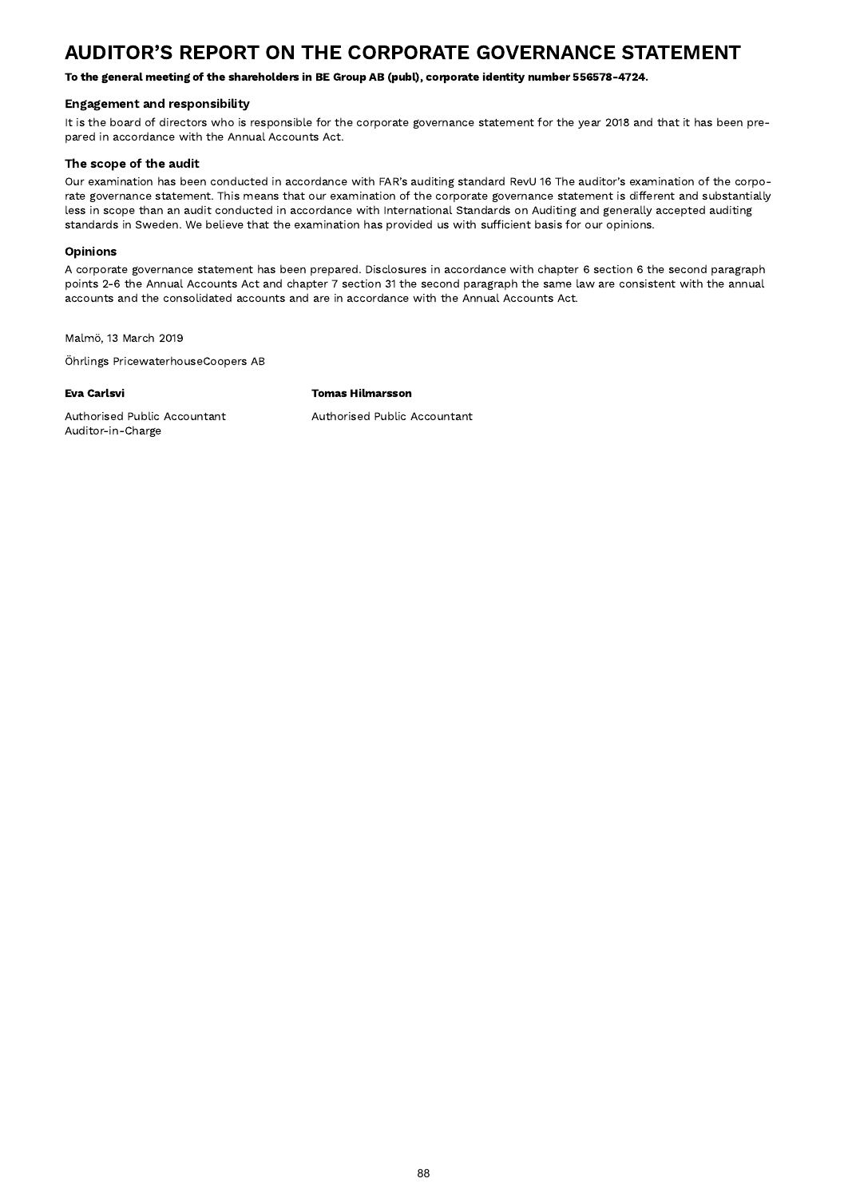# AUDITOR'S REPORT ON THE CORPORATE GOVERNANCE STATEMENT

**To the general meeting of the shareholders in BE Group AB (publ), corporate identity number 556578-4724.**

### Engagement and responsibility

It is the board of directors who is responsible for the corporate governance statement for the year 2018 and that it has been prepared in accordance with the Annual Accounts Act.

### The scope of the audit

Our examination has been conducted in accordance with FAR's auditing standard RevU 16 The auditor's examination of the corporate governance statement. This means that our examination of the corporate governance statement is different and substantially less in scope than an audit conducted in accordance with International Standards on Auditing and generally accepted auditing standards in Sweden. We believe that the examination has provided us with sufficient basis for our opinions.

### Opinions

A corporate governance statement has been prepared. Disclosures in accordance with chapter 6 section 6 the second paragraph points 2-6 the Annual Accounts Act and chapter 7 section 31 the second paragraph the same law are consistent with the annual accounts and the consolidated accounts and are in accordance with the Annual Accounts Act.

Malmö, 13 March 2019

Öhrlings PricewaterhouseCoopers AB

**Eva Carlsvi**

Authorised Public Accountant
Auditor-in-Charge

**Tomas Hilmarsson**

Authorised Public Accountant